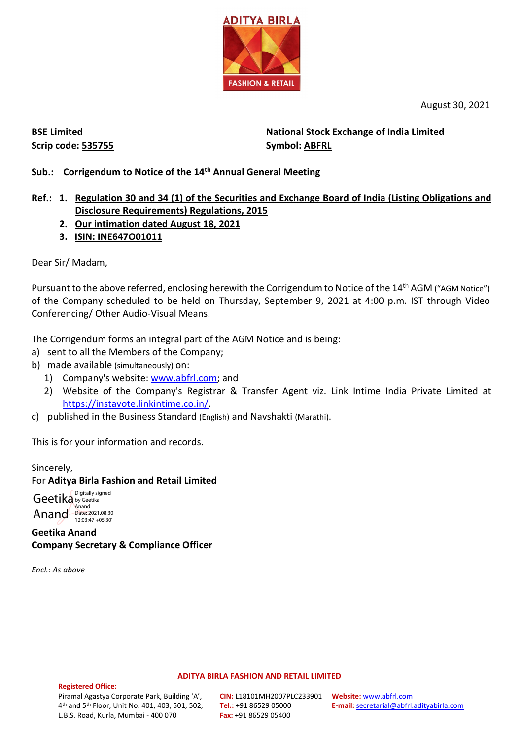ADITYA BIRLA FASHION & RETAIL

August 30, 2021

**BSE Limited**
**Scrip code: 535755**

**National Stock Exchange of India Limited**
**Symbol: ABFRL**

**Sub.: Corrigendum to Notice of the 14th Annual General Meeting**

**Ref.:**
1. **Regulation 30 and 34 (1) of the Securities and Exchange Board of India (Listing Obligations and Disclosure Requirements) Regulations, 2015**
2. **Our intimation dated August 18, 2021**
3. **ISIN: INE647O01011**

Dear Sir/ Madam,

Pursuant to the above referred, enclosing herewith the Corrigendum to Notice of the 14th AGM ("AGM Notice") of the Company scheduled to be held on Thursday, September 9, 2021 at 4:00 p.m. IST through Video Conferencing/ Other Audio-Visual Means.

The Corrigendum forms an integral part of the AGM Notice and is being:

a) sent to all the Members of the Company;
b) made available (simultaneously) on:
   1) Company's website: www.abfrl.com; and
   2) Website of the Company's Registrar & Transfer Agent viz. Link Intime India Private Limited at https://instavote.linkintime.co.in/.
c) published in the Business Standard (English) and Navshakti (Marathi).

This is for your information and records.

Sincerely,
For **Aditya Birla Fashion and Retail Limited**

Geetika Anand
Digitally signed by Geetika Anand
Date: 2021.08.30 12:03:47 +05'30'

**Geetika Anand**
**Company Secretary & Compliance Officer**

*Encl.: As above*

**ADITYA BIRLA FASHION AND RETAIL LIMITED**

**Registered Office:**
Piramal Agastya Corporate Park, Building 'A', 4th and 5th Floor, Unit No. 401, 403, 501, 502, L.B.S. Road, Kurla, Mumbai - 400 070

**CIN:** L18101MH2007PLC233901
**Tel.:** +91 86529 05000
**Fax:** +91 86529 05400

**Website:** www.abfrl.com
**E-mail:** secretarial@abfrl.adityabirla.com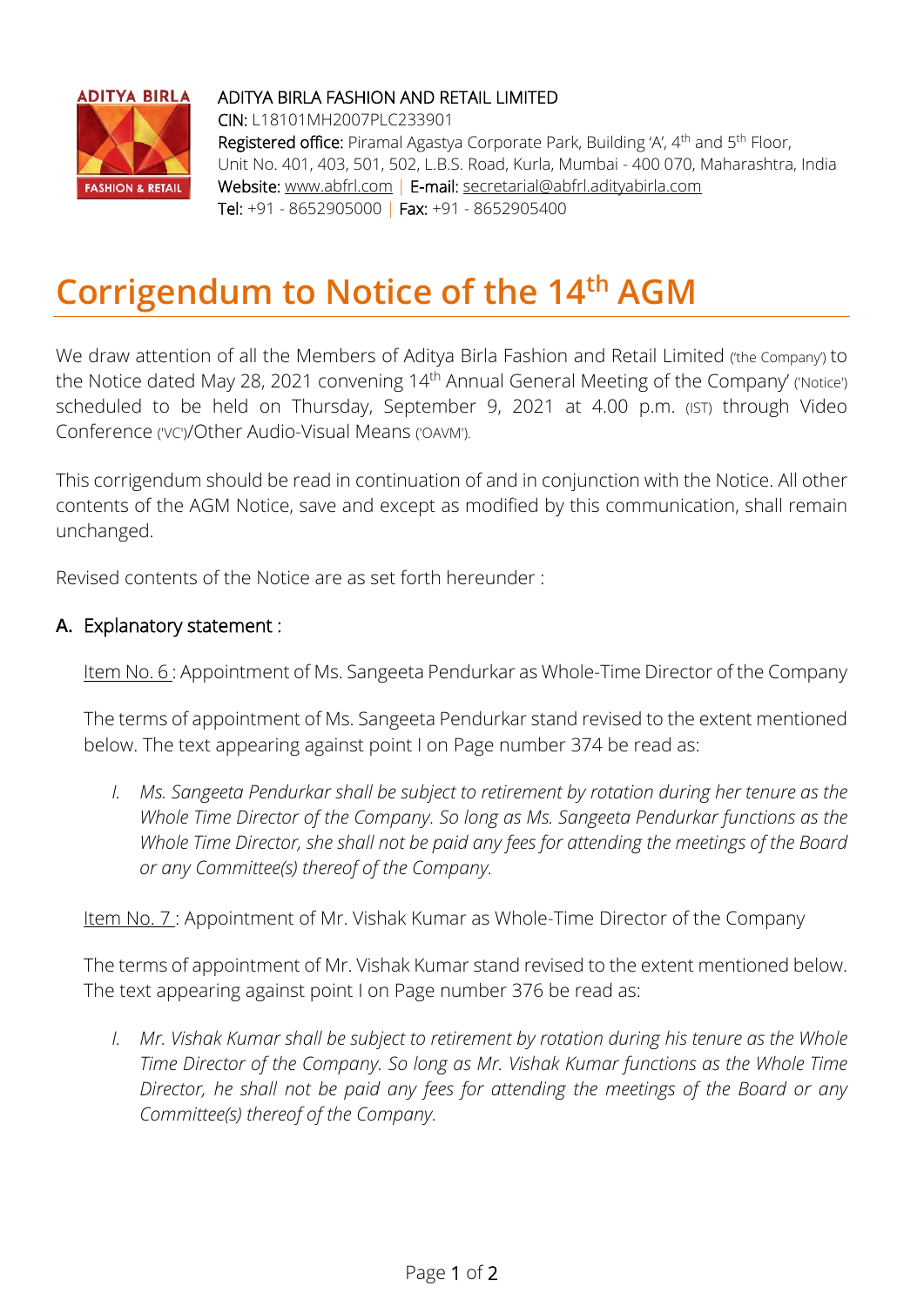ADITYA BIRLA FASHION AND RETAIL LIMITED
CIN: L18101MH2007PLC233901
Registered office: Piramal Agastya Corporate Park, Building 'A', 4th and 5th Floor, Unit No. 401, 403, 501, 502, L.B.S. Road, Kurla, Mumbai - 400 070, Maharashtra, India
Website: www.abfrl.com | E-mail: secretarial@abfrl.adityabirla.com
Tel: +91 - 8652905000 | Fax: +91 - 8652905400

# Corrigendum to Notice of the 14th AGM

We draw attention of all the Members of Aditya Birla Fashion and Retail Limited ('the Company') to the Notice dated May 28, 2021 convening 14th Annual General Meeting of the Company' ('Notice') scheduled to be held on Thursday, September 9, 2021 at 4.00 p.m. (IST) through Video Conference ('VC')/Other Audio-Visual Means ('OAVM').

This corrigendum should be read in continuation of and in conjunction with the Notice. All other contents of the AGM Notice, save and except as modified by this communication, shall remain unchanged.

Revised contents of the Notice are as set forth hereunder :

## A. Explanatory statement :

Item No. 6 : Appointment of Ms. Sangeeta Pendurkar as Whole-Time Director of the Company

The terms of appointment of Ms. Sangeeta Pendurkar stand revised to the extent mentioned below. The text appearing against point I on Page number 374 be read as:

I. *Ms. Sangeeta Pendurkar shall be subject to retirement by rotation during her tenure as the Whole Time Director of the Company. So long as Ms. Sangeeta Pendurkar functions as the Whole Time Director, she shall not be paid any fees for attending the meetings of the Board or any Committee(s) thereof of the Company.*

Item No. 7 : Appointment of Mr. Vishak Kumar as Whole-Time Director of the Company

The terms of appointment of Mr. Vishak Kumar stand revised to the extent mentioned below. The text appearing against point I on Page number 376 be read as:

I. *Mr. Vishak Kumar shall be subject to retirement by rotation during his tenure as the Whole Time Director of the Company. So long as Mr. Vishak Kumar functions as the Whole Time Director, he shall not be paid any fees for attending the meetings of the Board or any Committee(s) thereof of the Company.*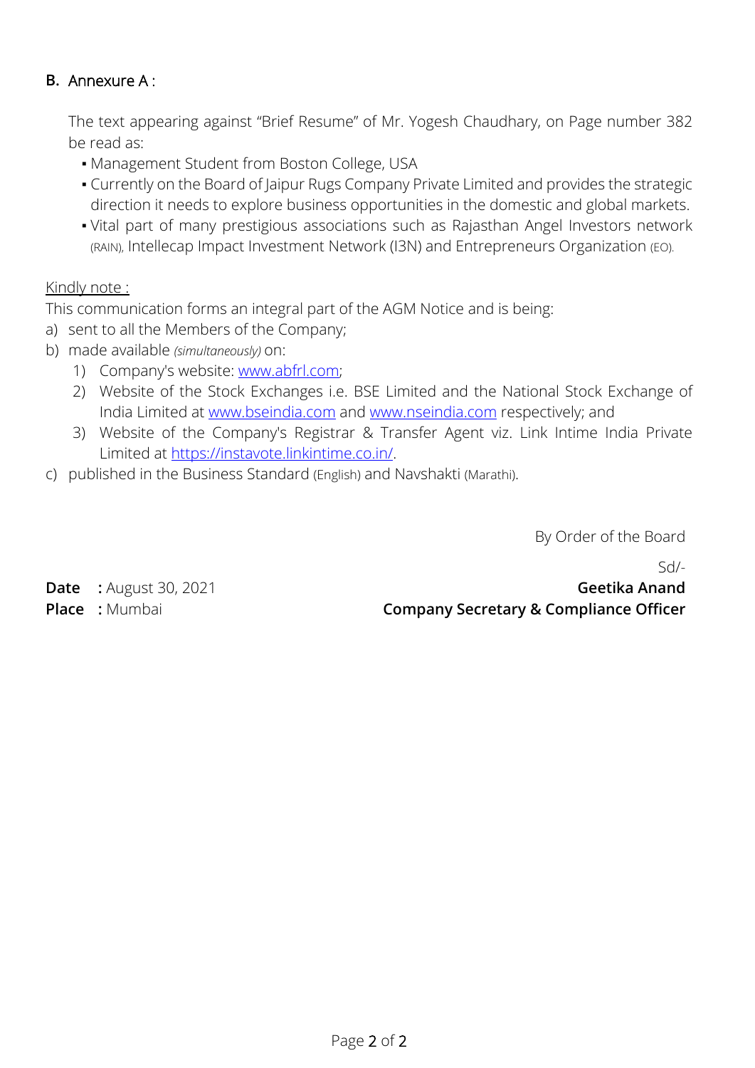## B. Annexure A :

The text appearing against "Brief Resume" of Mr. Yogesh Chaudhary, on Page number 382 be read as:

- Management Student from Boston College, USA
- Currently on the Board of Jaipur Rugs Company Private Limited and provides the strategic direction it needs to explore business opportunities in the domestic and global markets.
- Vital part of many prestigious associations such as Rajasthan Angel Investors network (RAIN), Intellecap Impact Investment Network (I3N) and Entrepreneurs Organization (EO).

Kindly note :

This communication forms an integral part of the AGM Notice and is being:

a) sent to all the Members of the Company;

b) made available *(simultaneously)* on:

1) Company's website: www.abfrl.com;
2) Website of the Stock Exchanges i.e. BSE Limited and the National Stock Exchange of India Limited at www.bseindia.com and www.nseindia.com respectively; and
3) Website of the Company's Registrar & Transfer Agent viz. Link Intime India Private Limited at https://instavote.linkintime.co.in/.

c) published in the Business Standard (English) and Navshakti (Marathi).

By Order of the Board

Sd/-

**Geetika Anand**

**Company Secretary & Compliance Officer**

**Date** : August 30, 2021

**Place** : Mumbai